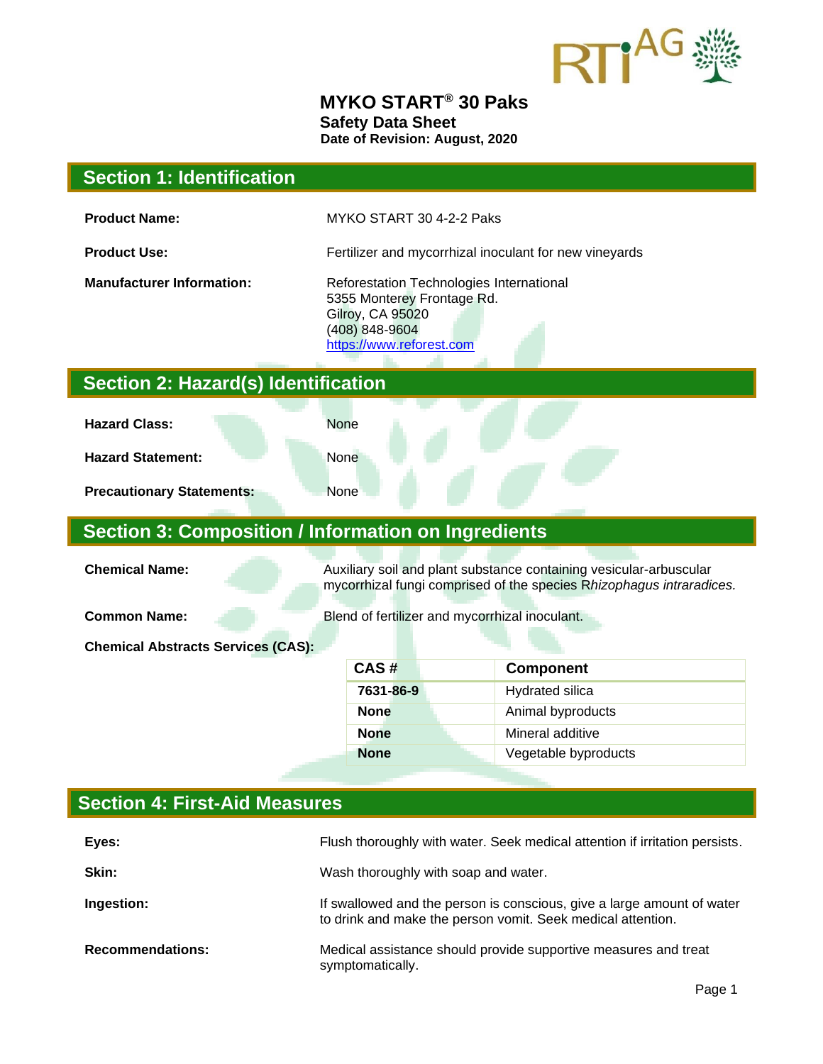# MYKO START® 30 Paks

**Safety Data Sheet**

**Date of Revision: August, 2020**

## Section 1: Identification

**Product Name:** MYKO START 30 4-2-2 Paks

**Product Use:** Fertilizer and mycorrhizal inoculant for new vineyards

**Manufacturer Information:** Reforestation Technologies International
5355 Monterey Frontage Rd.
Gilroy, CA 95020
(408) 848-9604
https://www.reforest.com

## Section 2: Hazard(s) Identification

**Hazard Class:** None

**Hazard Statement:** None

**Precautionary Statements:** None

## Section 3: Composition / Information on Ingredients

**Chemical Name:** Auxiliary soil and plant substance containing vesicular-arbuscular mycorrhizal fungi comprised of the species R*hizophagus intraradices.*

**Common Name:** Blend of fertilizer and mycorrhizal inoculant.

**Chemical Abstracts Services (CAS):**

| CAS # | Component |
|---|---|
| **7631-86-9** | Hydrated silica |
| **None** | Animal byproducts |
| **None** | Mineral additive |
| **None** | Vegetable byproducts |

## Section 4: First-Aid Measures

**Eyes:** Flush thoroughly with water. Seek medical attention if irritation persists.

**Skin:** Wash thoroughly with soap and water.

**Ingestion:** If swallowed and the person is conscious, give a large amount of water to drink and make the person vomit. Seek medical attention.

**Recommendations:** Medical assistance should provide supportive measures and treat symptomatically.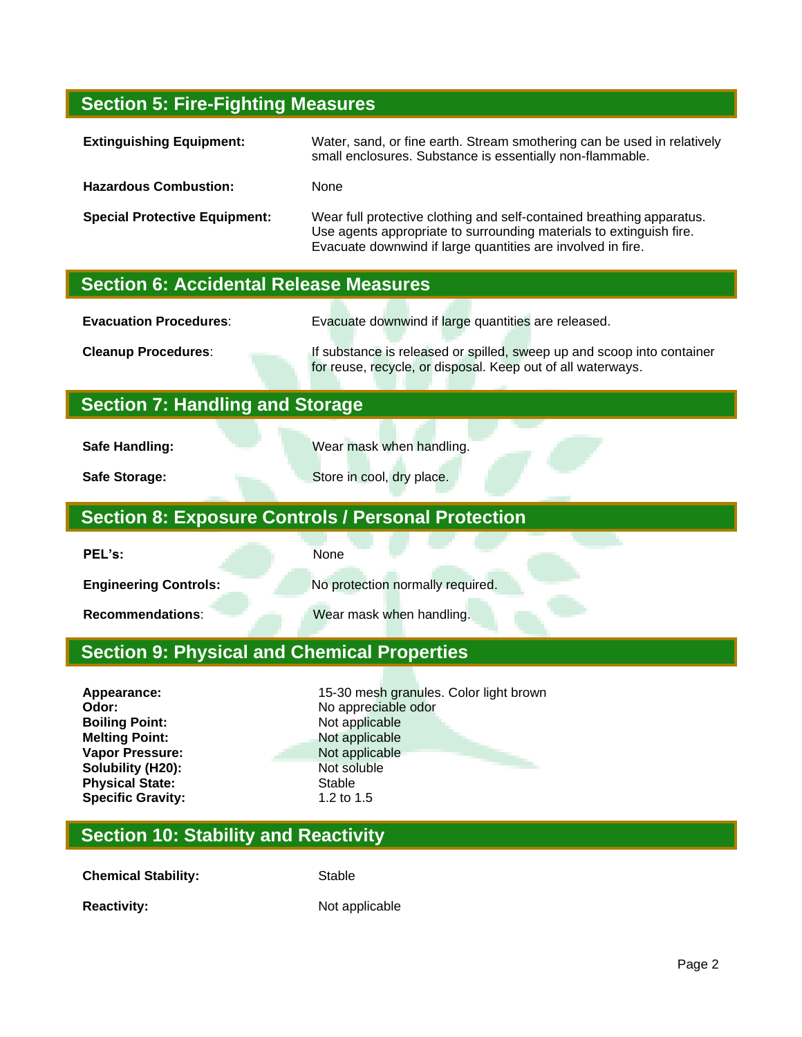## Section 5: Fire-Fighting Measures

| | |
|---|---|
| **Extinguishing Equipment**: | Water, sand, or fine earth. Stream smothering can be used in relatively small enclosures. Substance is essentially non-flammable. |
| **Hazardous Combustion:** | None |
| **Special Protective Equipment:** | Wear full protective clothing and self-contained breathing apparatus. Use agents appropriate to surrounding materials to extinguish fire. Evacuate downwind if large quantities are involved in fire. |

## Section 6: Accidental Release Measures

| | |
|---|---|
| **Evacuation Procedures**: | Evacuate downwind if large quantities are released. |
| **Cleanup Procedures**: | If substance is released or spilled, sweep up and scoop into container for reuse, recycle, or disposal. Keep out of all waterways. |

## Section 7: Handling and Storage

| | |
|---|---|
| **Safe Handling:** | Wear mask when handling. |
| **Safe Storage:** | Store in cool, dry place. |

## Section 8: Exposure Controls / Personal Protection

| | |
|---|---|
| **PEL's:** | None |
| **Engineering Controls:** | No protection normally required. |
| **Recommendations**: | Wear mask when handling. |

## Section 9: Physical and Chemical Properties

| | |
|---|---|
| **Appearance:** | 15-30 mesh granules. Color light brown |
| **Odor:** | No appreciable odor |
| **Boiling Point:** | Not applicable |
| **Melting Point:** | Not applicable |
| **Vapor Pressure:** | Not applicable |
| **Solubility (H20):** | Not soluble |
| **Physical State:** | Stable |
| **Specific Gravity:** | 1.2 to 1.5 |

## Section 10: Stability and Reactivity

| | |
|---|---|
| **Chemical Stability:** | Stable |
| **Reactivity:** | Not applicable |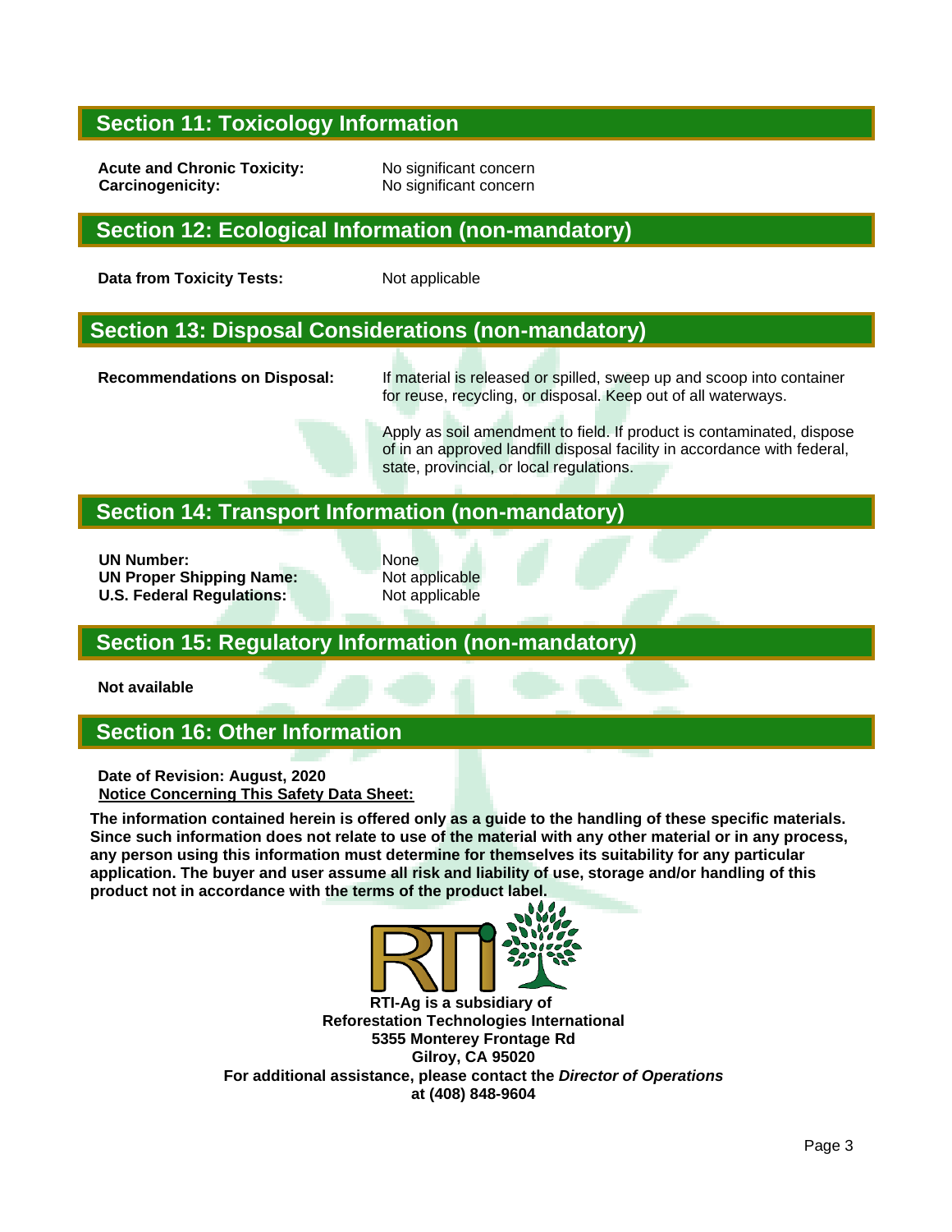## Section 11: Toxicology Information

**Acute and Chronic Toxicity:** No significant concern
**Carcinogenicity:** No significant concern

## Section 12: Ecological Information (non-mandatory)

**Data from Toxicity Tests:** Not applicable

## Section 13: Disposal Considerations (non-mandatory)

**Recommendations on Disposal:** If material is released or spilled, sweep up and scoop into container for reuse, recycling, or disposal. Keep out of all waterways.

Apply as soil amendment to field. If product is contaminated, dispose of in an approved landfill disposal facility in accordance with federal, state, provincial, or local regulations.

## Section 14: Transport Information (non-mandatory)

**UN Number:** None
**UN Proper Shipping Name:** Not applicable
**U.S. Federal Regulations:** Not applicable

## Section 15: Regulatory Information (non-mandatory)

**Not available**

## Section 16: Other Information

**Date of Revision: August, 2020**
**Notice Concerning This Safety Data Sheet:**

**The information contained herein is offered only as a guide to the handling of these specific materials. Since such information does not relate to use of the material with any other material or in any process, any person using this information must determine for themselves its suitability for any particular application. The buyer and user assume all risk and liability of use, storage and/or handling of this product not in accordance with the terms of the product label.**

**RTI-Ag is a subsidiary of**
**Reforestation Technologies International**
**5355 Monterey Frontage Rd**
**Gilroy, CA 95020**
**For additional assistance, please contact the *Director of Operations***
**at (408) 848-9604**